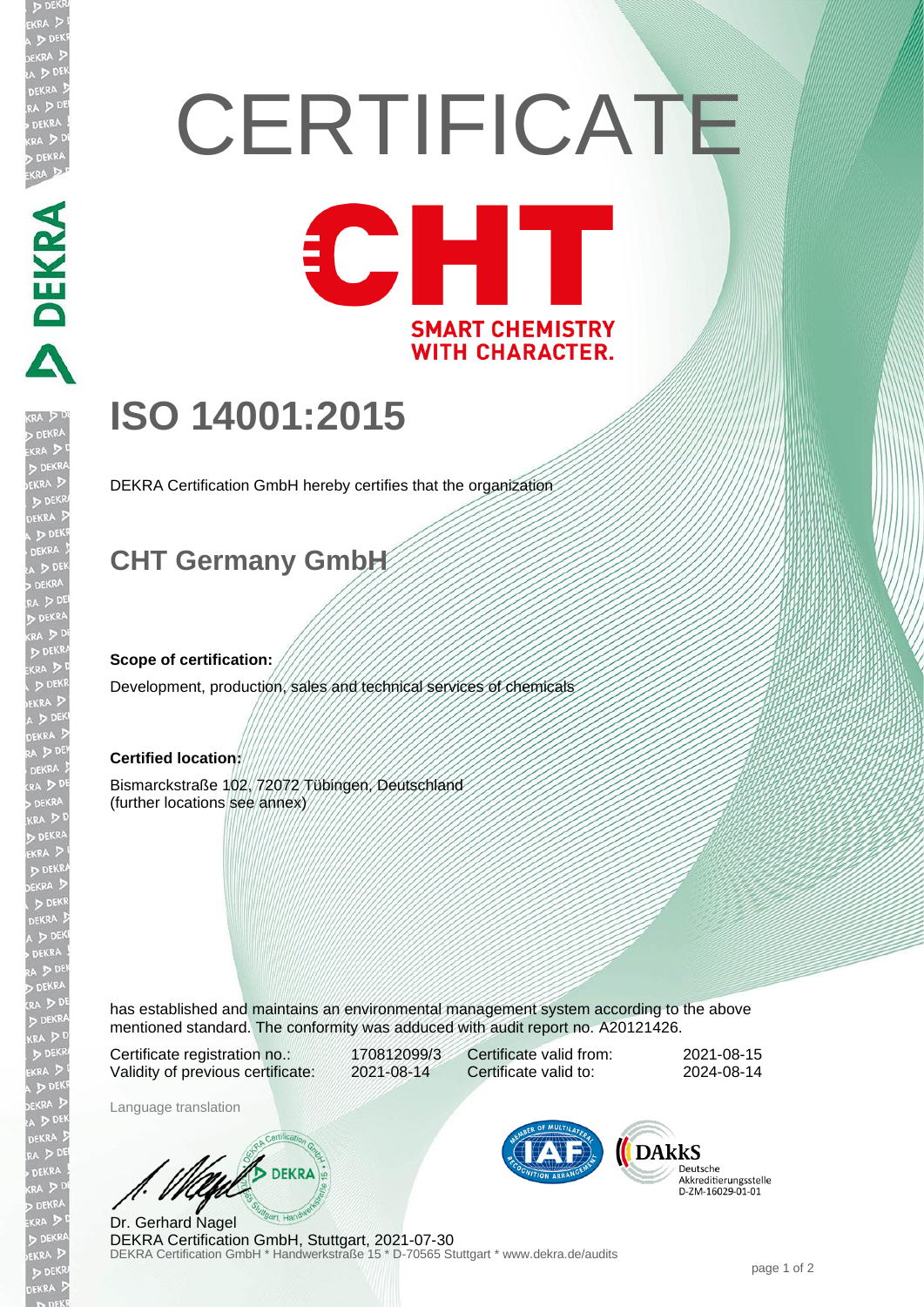# CERTIFICATE

CHT

SMART CHEMISTRY WITH CHARACTER.

## ISO 14001:2015

DEKRA Certification GmbH hereby certifies that the organization

## CHT Germany GmbH

**Scope of certification:**

Development, production, sales and technical services of chemicals

**Certified location:**

Bismarckstraße 102, 72072 Tübingen, Deutschland
(further locations see annex)

has established and maintains an environmental management system according to the above mentioned standard. The conformity was adduced with audit report no. A20121426.

| Certificate registration no.: | 170812099/3 | Certificate valid from: | 2021-08-15 |
|---|---|---|---|
| Validity of previous certificate: | 2021-08-14 | Certificate valid to: | 2024-08-14 |

Language translation

Dr. Gerhard Nagel
DEKRA Certification GmbH, Stuttgart, 2021-07-30
DEKRA Certification GmbH * Handwerkstraße 15 * D-70565 Stuttgart * www.dekra.de/audits

DAkkS Deutsche Akkreditierungsstelle D-ZM-16029-01-01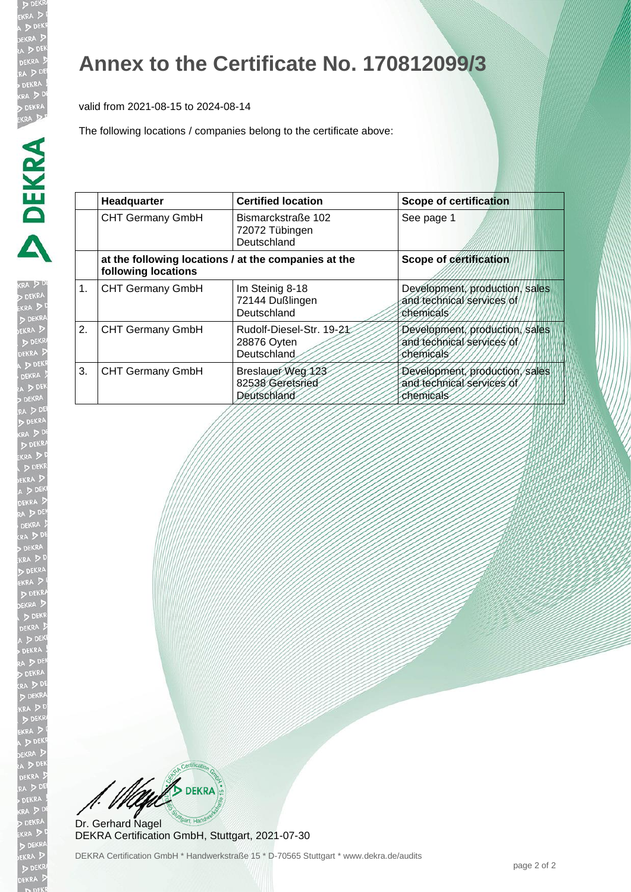# Annex to the Certificate No. 170812099/3

valid from 2021-08-15 to 2024-08-14

The following locations / companies belong to the certificate above:

| | Headquarter | Certified location | Scope of certification |
|---|---|---|---|
| | CHT Germany GmbH | Bismarckstraße 102<br>72072 Tübingen<br>Deutschland | See page 1 |
| | **at the following locations / at the companies at the following locations** | | **Scope of certification** |
| 1. | CHT Germany GmbH | Im Steinig 8-18<br>72144 Dußlingen<br>Deutschland | Development, production, sales and technical services of chemicals |
| 2. | CHT Germany GmbH | Rudolf-Diesel-Str. 19-21<br>28876 Oyten<br>Deutschland | Development, production, sales and technical services of chemicals |
| 3. | CHT Germany GmbH | Breslauer Weg 123<br>82538 Geretsried<br>Deutschland | Development, production, sales and technical services of chemicals |

Dr. Gerhard Nagel
DEKRA Certification GmbH, Stuttgart, 2021-07-30

DEKRA Certification GmbH * Handwerkstraße 15 * D-70565 Stuttgart * www.dekra.de/audits